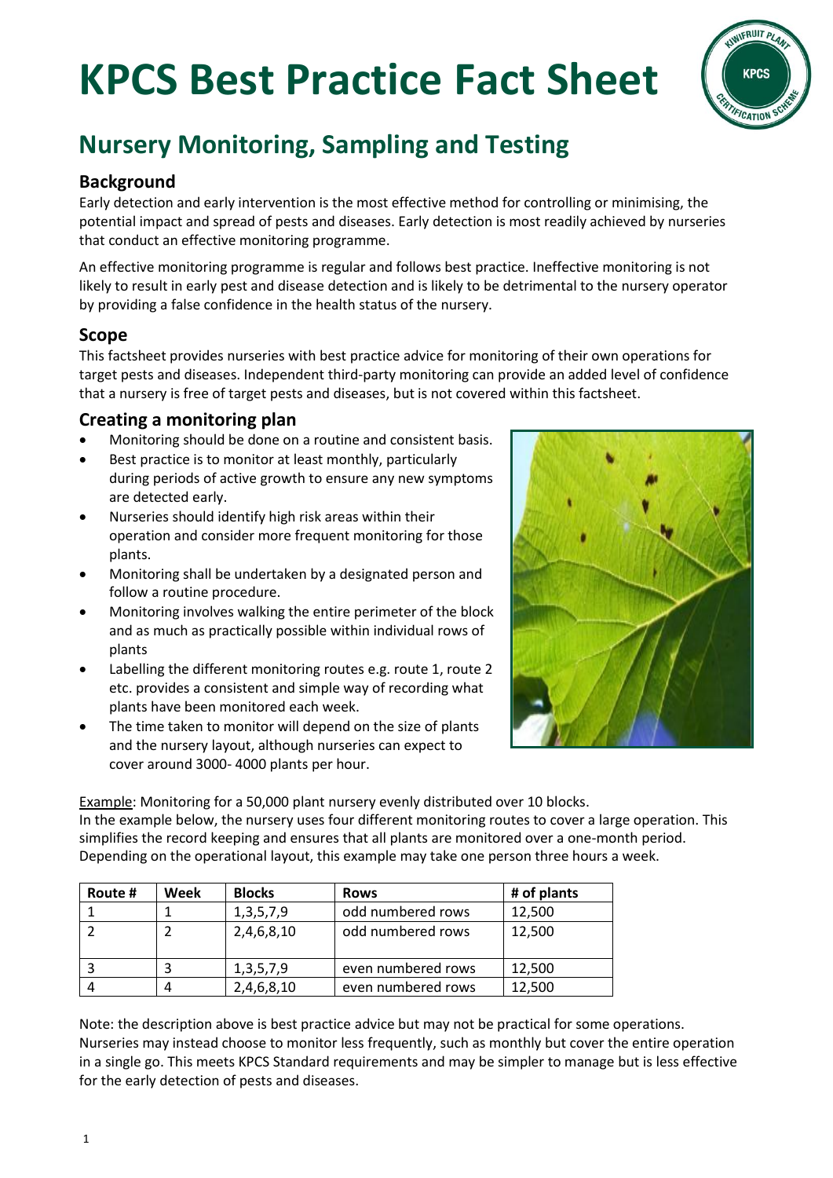# KPCS Best Practice Fact Sheet

## Nursery Monitoring, Sampling and Testing

### Background

Early detection and early intervention is the most effective method for controlling or minimising, the potential impact and spread of pests and diseases. Early detection is most readily achieved by nurseries that conduct an effective monitoring programme.

An effective monitoring programme is regular and follows best practice. Ineffective monitoring is not likely to result in early pest and disease detection and is likely to be detrimental to the nursery operator by providing a false confidence in the health status of the nursery.

### Scope

This factsheet provides nurseries with best practice advice for monitoring of their own operations for target pests and diseases. Independent third-party monitoring can provide an added level of confidence that a nursery is free of target pests and diseases, but is not covered within this factsheet.

### Creating a monitoring plan

- Monitoring should be done on a routine and consistent basis.
- Best practice is to monitor at least monthly, particularly during periods of active growth to ensure any new symptoms are detected early.
- Nurseries should identify high risk areas within their operation and consider more frequent monitoring for those plants.
- Monitoring shall be undertaken by a designated person and follow a routine procedure.
- Monitoring involves walking the entire perimeter of the block and as much as practically possible within individual rows of plants
- Labelling the different monitoring routes e.g. route 1, route 2 etc. provides a consistent and simple way of recording what plants have been monitored each week.
- The time taken to monitor will depend on the size of plants and the nursery layout, although nurseries can expect to cover around 3000- 4000 plants per hour.

Example: Monitoring for a 50,000 plant nursery evenly distributed over 10 blocks.
In the example below, the nursery uses four different monitoring routes to cover a large operation. This simplifies the record keeping and ensures that all plants are monitored over a one-month period. Depending on the operational layout, this example may take one person three hours a week.

| Route # | Week | Blocks | Rows | # of plants |
|---|---|---|---|---|
| 1 | 1 | 1,3,5,7,9 | odd numbered rows | 12,500 |
| 2 | 2 | 2,4,6,8,10 | odd numbered rows | 12,500 |
| 3 | 3 | 1,3,5,7,9 | even numbered rows | 12,500 |
| 4 | 4 | 2,4,6,8,10 | even numbered rows | 12,500 |

Note: the description above is best practice advice but may not be practical for some operations. Nurseries may instead choose to monitor less frequently, such as monthly but cover the entire operation in a single go. This meets KPCS Standard requirements and may be simpler to manage but is less effective for the early detection of pests and diseases.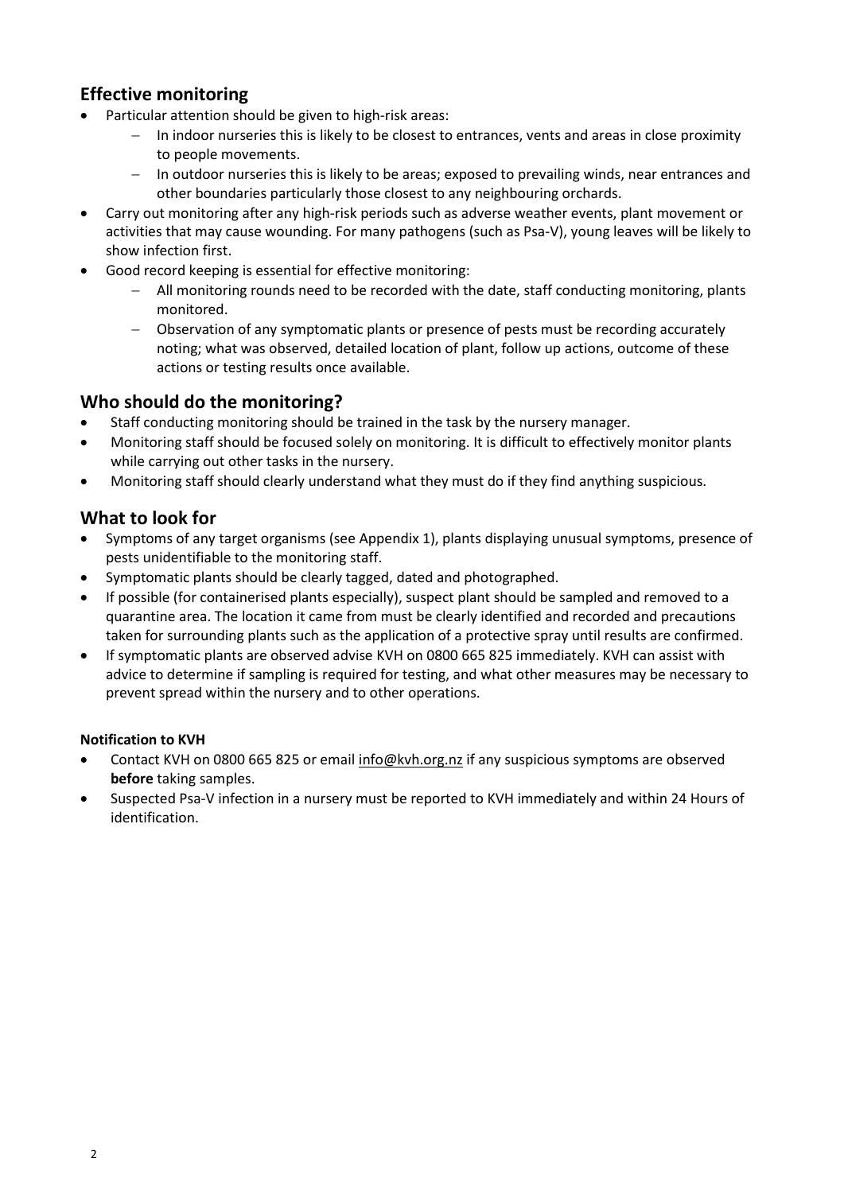## Effective monitoring

- Particular attention should be given to high-risk areas:
    - In indoor nurseries this is likely to be closest to entrances, vents and areas in close proximity to people movements.
    - In outdoor nurseries this is likely to be areas; exposed to prevailing winds, near entrances and other boundaries particularly those closest to any neighbouring orchards.
- Carry out monitoring after any high-risk periods such as adverse weather events, plant movement or activities that may cause wounding. For many pathogens (such as Psa-V), young leaves will be likely to show infection first.
- Good record keeping is essential for effective monitoring:
    - All monitoring rounds need to be recorded with the date, staff conducting monitoring, plants monitored.
    - Observation of any symptomatic plants or presence of pests must be recording accurately noting; what was observed, detailed location of plant, follow up actions, outcome of these actions or testing results once available.

## Who should do the monitoring?

- Staff conducting monitoring should be trained in the task by the nursery manager.
- Monitoring staff should be focused solely on monitoring. It is difficult to effectively monitor plants while carrying out other tasks in the nursery.
- Monitoring staff should clearly understand what they must do if they find anything suspicious.

## What to look for

- Symptoms of any target organisms (see Appendix 1), plants displaying unusual symptoms, presence of pests unidentifiable to the monitoring staff.
- Symptomatic plants should be clearly tagged, dated and photographed.
- If possible (for containerised plants especially), suspect plant should be sampled and removed to a quarantine area. The location it came from must be clearly identified and recorded and precautions taken for surrounding plants such as the application of a protective spray until results are confirmed.
- If symptomatic plants are observed advise KVH on 0800 665 825 immediately. KVH can assist with advice to determine if sampling is required for testing, and what other measures may be necessary to prevent spread within the nursery and to other operations.

#### Notification to KVH

- Contact KVH on 0800 665 825 or email info@kvh.org.nz if any suspicious symptoms are observed **before** taking samples.
- Suspected Psa-V infection in a nursery must be reported to KVH immediately and within 24 Hours of identification.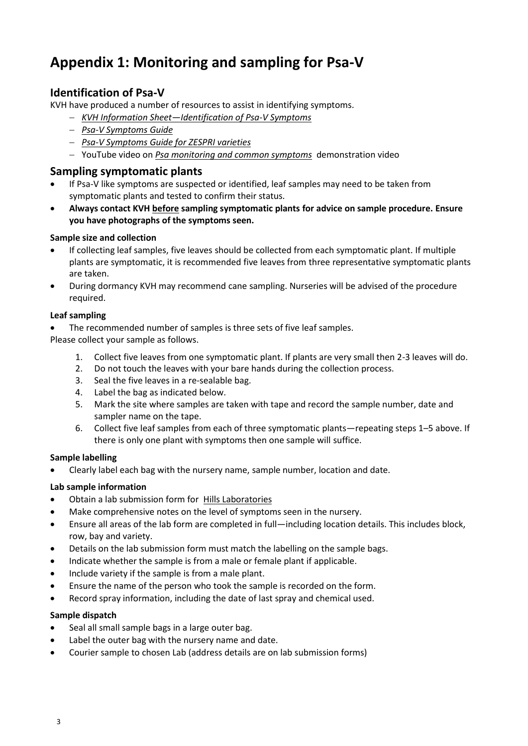# Appendix 1: Monitoring and sampling for Psa-V

## Identification of Psa-V

KVH have produced a number of resources to assist in identifying symptoms.

- *KVH Information Sheet—Identification of Psa-V Symptoms*
- *Psa-V Symptoms Guide*
- *Psa-V Symptoms Guide for ZESPRI varieties*
- YouTube video on *Psa monitoring and common symptoms* demonstration video

## Sampling symptomatic plants

- If Psa-V like symptoms are suspected or identified, leaf samples may need to be taken from symptomatic plants and tested to confirm their status.
- **Always contact KVH before sampling symptomatic plants for advice on sample procedure. Ensure you have photographs of the symptoms seen.**

#### Sample size and collection

- If collecting leaf samples, five leaves should be collected from each symptomatic plant. If multiple plants are symptomatic, it is recommended five leaves from three representative symptomatic plants are taken.
- During dormancy KVH may recommend cane sampling. Nurseries will be advised of the procedure required.

#### Leaf sampling

- The recommended number of samples is three sets of five leaf samples.

Please collect your sample as follows.

1. Collect five leaves from one symptomatic plant. If plants are very small then 2-3 leaves will do.
2. Do not touch the leaves with your bare hands during the collection process.
3. Seal the five leaves in a re-sealable bag.
4. Label the bag as indicated below.
5. Mark the site where samples are taken with tape and record the sample number, date and sampler name on the tape.
6. Collect five leaf samples from each of three symptomatic plants—repeating steps 1–5 above. If there is only one plant with symptoms then one sample will suffice.

#### Sample labelling

- Clearly label each bag with the nursery name, sample number, location and date.

#### Lab sample information

- Obtain a lab submission form for Hills Laboratories
- Make comprehensive notes on the level of symptoms seen in the nursery.
- Ensure all areas of the lab form are completed in full—including location details. This includes block, row, bay and variety.
- Details on the lab submission form must match the labelling on the sample bags.
- Indicate whether the sample is from a male or female plant if applicable.
- Include variety if the sample is from a male plant.
- Ensure the name of the person who took the sample is recorded on the form.
- Record spray information, including the date of last spray and chemical used.

#### Sample dispatch

- Seal all small sample bags in a large outer bag.
- Label the outer bag with the nursery name and date.
- Courier sample to chosen Lab (address details are on lab submission forms)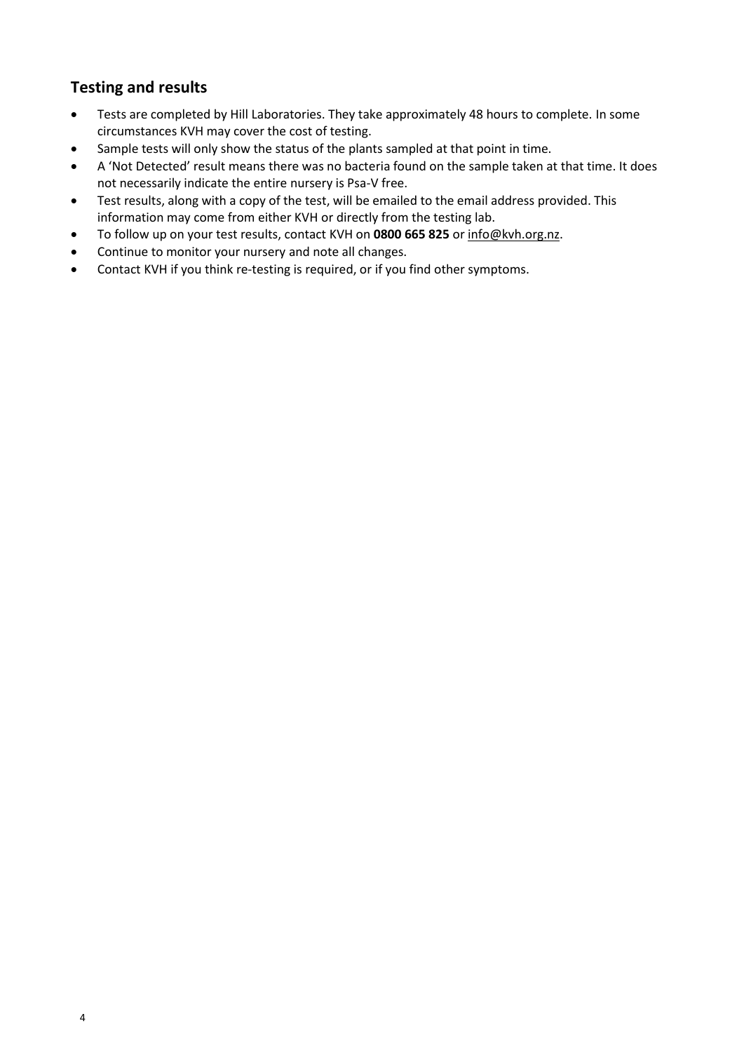## Testing and results

- Tests are completed by Hill Laboratories. They take approximately 48 hours to complete. In some circumstances KVH may cover the cost of testing.
- Sample tests will only show the status of the plants sampled at that point in time.
- A 'Not Detected' result means there was no bacteria found on the sample taken at that time. It does not necessarily indicate the entire nursery is Psa-V free.
- Test results, along with a copy of the test, will be emailed to the email address provided. This information may come from either KVH or directly from the testing lab.
- To follow up on your test results, contact KVH on **0800 665 825** or info@kvh.org.nz.
- Continue to monitor your nursery and note all changes.
- Contact KVH if you think re-testing is required, or if you find other symptoms.